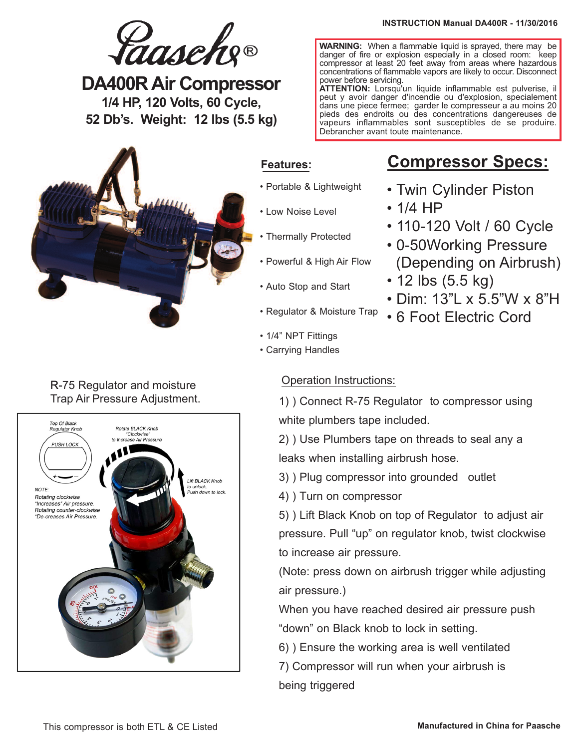INSTRUCTION Manual DA400R - 11/30/2016

# Paasche®

## DA400R Air Compressor

**1/4 HP, 120 Volts, 60 Cycle, 52 Db's. Weight: 12 lbs (5.5 kg)**

**WARNING:** When a flammable liquid is sprayed, there may be danger of fire or explosion especially in a closed room: keep compressor at least 20 feet away from areas where hazardous concentrations of flammable vapors are likely to occur. Disconnect power before servicing.
**ATTENTION:** Lorsqu'un liquide inflammable est pulverise, il peut y avoir danger d'incendie ou d'explosion, specialement dans une piece fermee; garder le compresseur a au moins 20 pieds des endroits ou des concentrations dangereuses de vapeurs inflammables sont susceptibles de se produire. Debrancher avant toute maintenance.

### Features:

- Portable & Lightweight
- Low Noise Level
- Thermally Protected
- Powerful & High Air Flow
- Auto Stop and Start
- Regulator & Moisture Trap
- 1/4" NPT Fittings
- Carrying Handles

### Compressor Specs:

- Twin Cylinder Piston
- 1/4 HP
- 110-120 Volt / 60 Cycle
- 0-50Working Pressure (Depending on Airbrush)
- 12 lbs (5.5 kg)
- Dim: 13"L x 5.5"W x 8"H
- 6 Foot Electric Cord

R-75 Regulator and moisture Trap Air Pressure Adjustment.

Top Of Black Regulator Knob

PUSH LOCK

Rotate BLACK Knob "Clockwise" to Increase Air Pressure

Lift BLACK Knob to unlock. Push down to lock.

NOTE:
Rotating clockwise "Increases" Air pressure.
Rotating counter-clockwise "De-creases Air Pressure.

### Operation Instructions:

1) ) Connect R-75 Regulator to compressor using white plumbers tape included.

2) ) Use Plumbers tape on threads to seal any a leaks when installing airbrush hose.

3) ) Plug compressor into grounded outlet

4) ) Turn on compressor

5) ) Lift Black Knob on top of Regulator to adjust air pressure. Pull "up" on regulator knob, twist clockwise to increase air pressure.
(Note: press down on airbrush trigger while adjusting air pressure.)
When you have reached desired air pressure push "down" on Black knob to lock in setting.

6) ) Ensure the working area is well ventilated

7) Compressor will run when your airbrush is being triggered

This compressor is both ETL & CE Listed

**Manufactured in China for Paasche**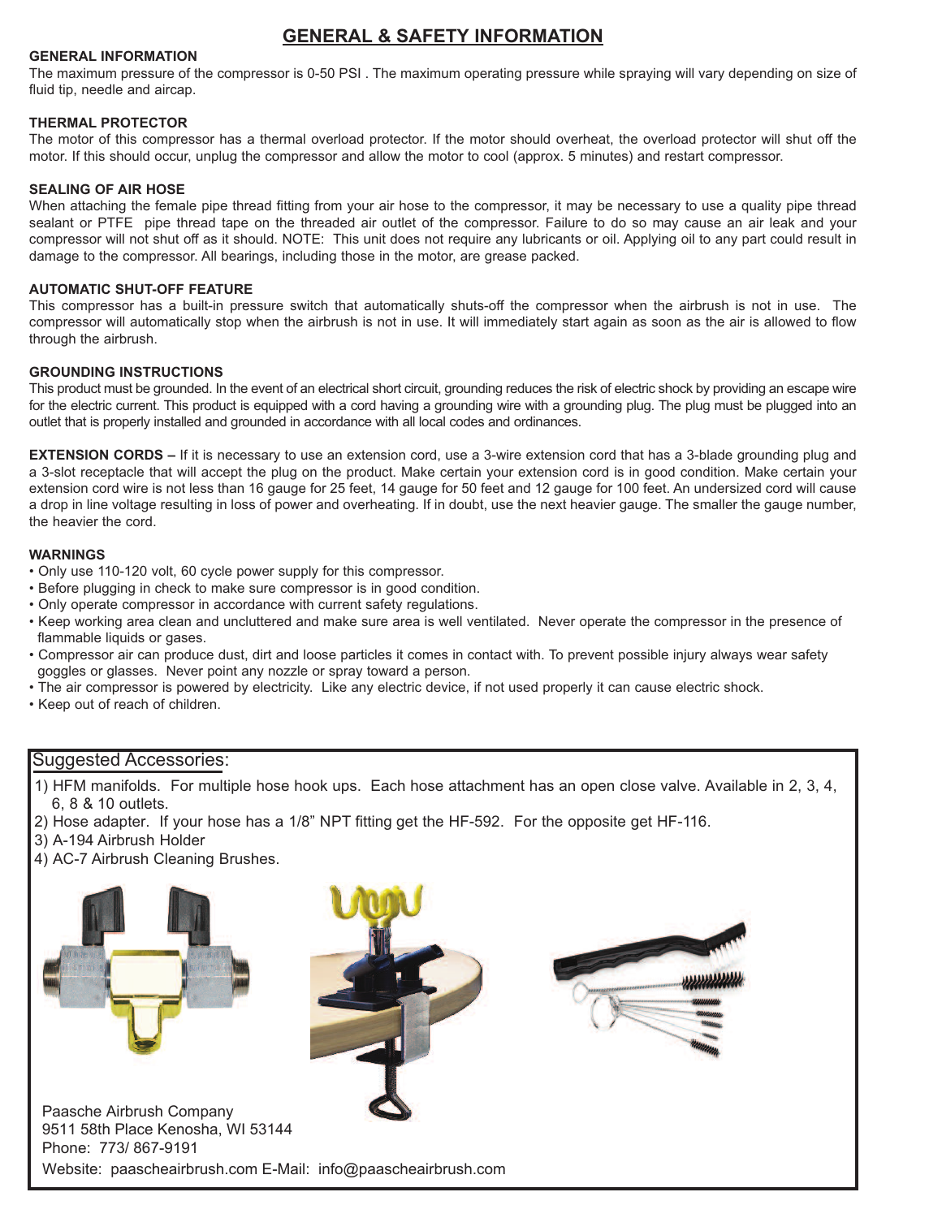# GENERAL & SAFETY INFORMATION

### GENERAL INFORMATION

The maximum pressure of the compressor is 0-50 PSI . The maximum operating pressure while spraying will vary depending on size of fluid tip, needle and aircap.

### THERMAL PROTECTOR

The motor of this compressor has a thermal overload protector. If the motor should overheat, the overload protector will shut off the motor. If this should occur, unplug the compressor and allow the motor to cool (approx. 5 minutes) and restart compressor.

### SEALING OF AIR HOSE

When attaching the female pipe thread fitting from your air hose to the compressor, it may be necessary to use a quality pipe thread sealant or PTFE pipe thread tape on the threaded air outlet of the compressor. Failure to do so may cause an air leak and your compressor will not shut off as it should. NOTE: This unit does not require any lubricants or oil. Applying oil to any part could result in damage to the compressor. All bearings, including those in the motor, are grease packed.

### AUTOMATIC SHUT-OFF FEATURE

This compressor has a built-in pressure switch that automatically shuts-off the compressor when the airbrush is not in use. The compressor will automatically stop when the airbrush is not in use. It will immediately start again as soon as the air is allowed to flow through the airbrush.

### GROUNDING INSTRUCTIONS

This product must be grounded. In the event of an electrical short circuit, grounding reduces the risk of electric shock by providing an escape wire for the electric current. This product is equipped with a cord having a grounding wire with a grounding plug. The plug must be plugged into an outlet that is properly installed and grounded in accordance with all local codes and ordinances.

**EXTENSION CORDS –** If it is necessary to use an extension cord, use a 3-wire extension cord that has a 3-blade grounding plug and a 3-slot receptacle that will accept the plug on the product. Make certain your extension cord is in good condition. Make certain your extension cord wire is not less than 16 gauge for 25 feet, 14 gauge for 50 feet and 12 gauge for 100 feet. An undersized cord will cause a drop in line voltage resulting in loss of power and overheating. If in doubt, use the next heavier gauge. The smaller the gauge number, the heavier the cord.

### WARNINGS

- Only use 110-120 volt, 60 cycle power supply for this compressor.
- Before plugging in check to make sure compressor is in good condition.
- Only operate compressor in accordance with current safety regulations.
- Keep working area clean and uncluttered and make sure area is well ventilated. Never operate the compressor in the presence of flammable liquids or gases.
- Compressor air can produce dust, dirt and loose particles it comes in contact with. To prevent possible injury always wear safety goggles or glasses. Never point any nozzle or spray toward a person.
- The air compressor is powered by electricity. Like any electric device, if not used properly it can cause electric shock.
- Keep out of reach of children.

## Suggested Accessories:

1) HFM manifolds. For multiple hose hook ups. Each hose attachment has an open close valve. Available in 2, 3, 4, 6, 8 & 10 outlets.
2) Hose adapter. If your hose has a 1/8” NPT fitting get the HF-592. For the opposite get HF-116.
3) A-194 Airbrush Holder
4) AC-7 Airbrush Cleaning Brushes.

Paasche Airbrush Company
9511 58th Place Kenosha, WI 53144
Phone: 773/ 867-9191
Website: paascheairbrush.com E-Mail: info@paascheairbrush.com